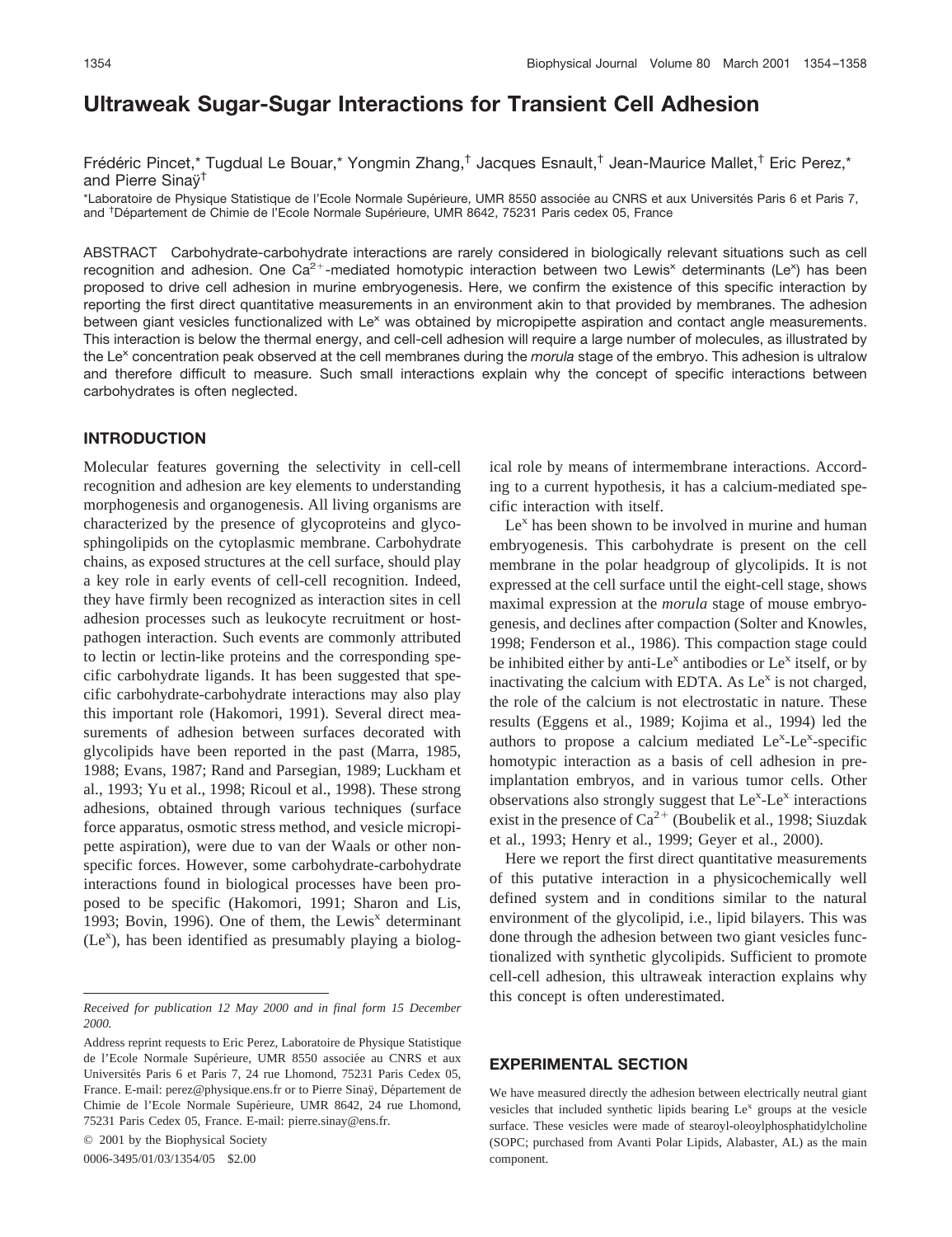# Ultraweak Sugar-Sugar Interactions for Transient Cell Adhesion

Frédéric Pincet,* Tugdual Le Bouar,* Yongmin Zhang,[†] Jacques Esnault,[†] Jean-Maurice Mallet,[†] Eric Perez,* and Pierre Sinaÿ[†]

*Laboratoire de Physique Statistique de l'Ecole Normale Supérieure, UMR 8550 associée au CNRS et aux Universités Paris 6 et Paris 7, and [†]Département de Chimie de l'Ecole Normale Supérieure, UMR 8642, 75231 Paris cedex 05, France

ABSTRACT Carbohydrate-carbohydrate interactions are rarely considered in biologically relevant situations such as cell recognition and adhesion. One $Ca^{2+}$-mediated homotypic interaction between two Lewis[x] determinants (Le[x]) has been proposed to drive cell adhesion in murine embryogenesis. Here, we confirm the existence of this specific interaction by reporting the first direct quantitative measurements in an environment akin to that provided by membranes. The adhesion between giant vesicles functionalized with Le[x] was obtained by micropipette aspiration and contact angle measurements. This interaction is below the thermal energy, and cell-cell adhesion will require a large number of molecules, as illustrated by the Le[x] concentration peak observed at the cell membranes during the *morula* stage of the embryo. This adhesion is ultralow and therefore difficult to measure. Such small interactions explain why the concept of specific interactions between carbohydrates is often neglected.

## INTRODUCTION

Molecular features governing the selectivity in cell-cell recognition and adhesion are key elements to understanding morphogenesis and organogenesis. All living organisms are characterized by the presence of glycoproteins and glycosphingolipids on the cytoplasmic membrane. Carbohydrate chains, as exposed structures at the cell surface, should play a key role in early events of cell-cell recognition. Indeed, they have firmly been recognized as interaction sites in cell adhesion processes such as leukocyte recruitment or host-pathogen interaction. Such events are commonly attributed to lectin or lectin-like proteins and the corresponding specific carbohydrate ligands. It has been suggested that specific carbohydrate-carbohydrate interactions may also play this important role (Hakomori, 1991). Several direct measurements of adhesion between surfaces decorated with glycolipids have been reported in the past (Marra, 1985, 1988; Evans, 1987; Rand and Parsegian, 1989; Luckham et al., 1993; Yu et al., 1998; Ricoul et al., 1998). These strong adhesions, obtained through various techniques (surface force apparatus, osmotic stress method, and vesicle micropipette aspiration), were due to van der Waals or other nonspecific forces. However, some carbohydrate-carbohydrate interactions found in biological processes have been proposed to be specific (Hakomori, 1991; Sharon and Lis, 1993; Bovin, 1996). One of them, the Lewis[x] determinant (Le[x]), has been identified as presumably playing a biological role by means of intermembrane interactions. According to a current hypothesis, it has a calcium-mediated specific interaction with itself.

Le[x] has been shown to be involved in murine and human embryogenesis. This carbohydrate is present on the cell membrane in the polar headgroup of glycolipids. It is not expressed at the cell surface until the eight-cell stage, shows maximal expression at the *morula* stage of mouse embryogenesis, and declines after compaction (Solter and Knowles, 1998; Fenderson et al., 1986). This compaction stage could be inhibited either by anti-Le[x] antibodies or Le[x] itself, or by inactivating the calcium with EDTA. As Le[x] is not charged, the role of the calcium is not electrostatic in nature. These results (Eggens et al., 1989; Kojima et al., 1994) led the authors to propose a calcium mediated Le[x]-Le[x]-specific homotypic interaction as a basis of cell adhesion in preimplantation embryos, and in various tumor cells. Other observations also strongly suggest that Le[x]-Le[x] interactions exist in the presence of $Ca^{2+}$ (Boubelik et al., 1998; Siuzdak et al., 1993; Henry et al., 1999; Geyer et al., 2000).

Here we report the first direct quantitative measurements of this putative interaction in a physicochemically well defined system and in conditions similar to the natural environment of the glycolipid, i.e., lipid bilayers. This was done through the adhesion between two giant vesicles functionalized with synthetic glycolipids. Sufficient to promote cell-cell adhesion, this ultraweak interaction explains why this concept is often underestimated.

## EXPERIMENTAL SECTION

We have measured directly the adhesion between electrically neutral giant vesicles that included synthetic lipids bearing Le[x] groups at the vesicle surface. These vesicles were made of stearoyl-oleoylphosphatidylcholine (SOPC; purchased from Avanti Polar Lipids, Alabaster, AL) as the main component.

*Received for publication 12 May 2000 and in final form 15 December 2000.*

Address reprint requests to Eric Perez, Laboratoire de Physique Statistique de l'Ecole Normale Supérieure, UMR 8550 associée au CNRS et aux Universités Paris 6 et Paris 7, 24 rue Lhomond, 75231 Paris Cedex 05, France. E-mail: perez@physique.ens.fr or to Pierre Sinaÿ, Département de Chimie de l'Ecole Normale Supérieure, UMR 8642, 24 rue Lhomond, 75231 Paris Cedex 05, France. E-mail: pierre.sinay@ens.fr.

© 2001 by the Biophysical Society

0006-3495/01/03/1354/05 $2.00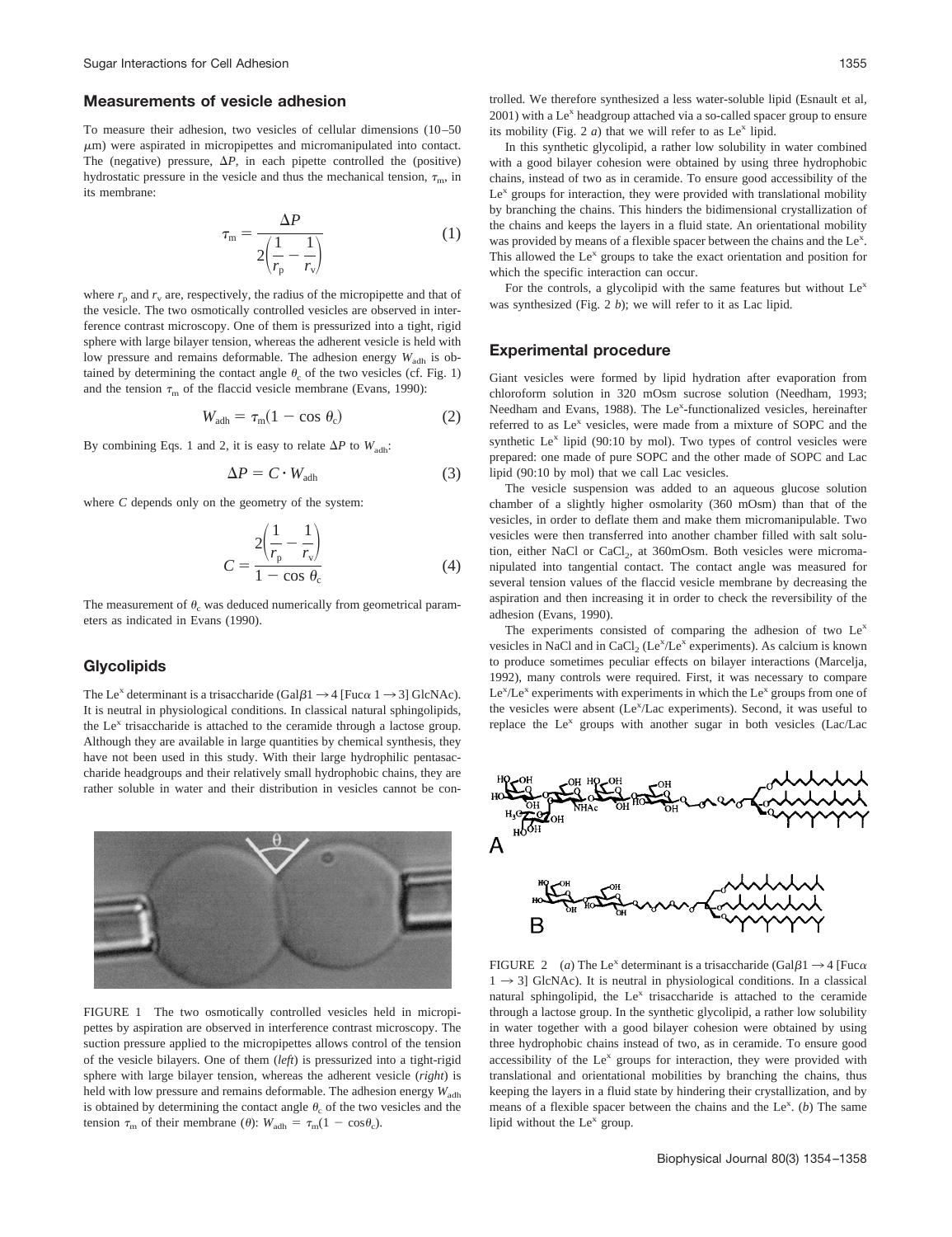### Measurements of vesicle adhesion

To measure their adhesion, two vesicles of cellular dimensions (10–50 $\mu$m) were aspirated in micropipettes and micromanipulated into contact. The (negative) pressure, $\Delta P$, in each pipette controlled the (positive) hydrostatic pressure in the vesicle and thus the mechanical tension, $\tau_m$, in its membrane:

$$\tau_m = \frac{\Delta P}{2\left(\frac{1}{r_p} - \frac{1}{r_v}\right)} \tag{1}$$

where $r_p$ and $r_v$ are, respectively, the radius of the micropipette and that of the vesicle. The two osmotically controlled vesicles are observed in interference contrast microscopy. One of them is pressurized into a tight, rigid sphere with large bilayer tension, whereas the adherent vesicle is held with low pressure and remains deformable. The adhesion energy $W_{adh}$ is obtained by determining the contact angle $\theta_c$ of the two vesicles (cf. Fig. 1) and the tension $\tau_m$ of the flaccid vesicle membrane (Evans, 1990):

$$W_{adh} = \tau_m(1 - \cos\theta_c) \tag{2}$$

By combining Eqs. 1 and 2, it is easy to relate $\Delta P$ to $W_{adh}$:

$$\Delta P = C \cdot W_{adh} \tag{3}$$

where $C$ depends only on the geometry of the system:

$$C = \frac{2\left(\frac{1}{r_p} - \frac{1}{r_v}\right)}{1 - \cos\theta_c} \tag{4}$$

The measurement of $\theta_c$ was deduced numerically from geometrical parameters as indicated in Evans (1990).

FIGURE 1 The two osmotically controlled vesicles held in micropipettes by aspiration are observed in interference contrast microscopy. The suction pressure applied to the micropipettes allows control of the tension of the vesicle bilayers. One of them (*left*) is pressurized into a tight-rigid sphere with large bilayer tension, whereas the adherent vesicle (*right*) is held with low pressure and remains deformable. The adhesion energy $W_{adh}$ is obtained by determining the contact angle $\theta_c$ of the two vesicles and the tension $\tau_m$ of their membrane ($\theta$): $W_{adh} = \tau_m(1 - \cos\theta_c)$.

### Glycolipids

The $Le^x$ determinant is a trisaccharide (Gal$\beta$1 $\rightarrow$ 4 [Fuc$\alpha$ 1 $\rightarrow$ 3] GlcNAc). It is neutral in physiological conditions. In classical natural sphingolipids, the $Le^x$ trisaccharide is attached to the ceramide through a lactose group. Although they are available in large quantities by chemical synthesis, they have not been used in this study. With their large hydrophilic pentasaccharide headgroups and their relatively small hydrophobic chains, they are rather soluble in water and their distribution in vesicles cannot be controlled. We therefore synthesized a less water-soluble lipid (Esnault et al, 2001) with a $Le^x$ headgroup attached via a so-called spacer group to ensure its mobility (Fig. 2 *a*) that we will refer to as $Le^x$ lipid.

In this synthetic glycolipid, a rather low solubility in water combined with a good bilayer cohesion were obtained by using three hydrophobic chains, instead of two as in ceramide. To ensure good accessibility of the $Le^x$ groups for interaction, they were provided with translational mobility by branching the chains. This hinders the bidimensional crystallization of the chains and keeps the layers in a fluid state. An orientational mobility was provided by means of a flexible spacer between the chains and the $Le^x$. This allowed the $Le^x$ groups to take the exact orientation and position for which the specific interaction can occur.

For the controls, a glycolipid with the same features but without $Le^x$ was synthesized (Fig. 2 *b*); we will refer to it as Lac lipid.

### Experimental procedure

Giant vesicles were formed by lipid hydration after evaporation from chloroform solution in 320 mOsm sucrose solution (Needham, 1993; Needham and Evans, 1988). The $Le^x$-functionalized vesicles, hereinafter referred to as $Le^x$ vesicles, were made from a mixture of SOPC and the synthetic $Le^x$ lipid (90:10 by mol). Two types of control vesicles were prepared: one made of pure SOPC and the other made of SOPC and Lac lipid (90:10 by mol) that we call Lac vesicles.

The vesicle suspension was added to an aqueous glucose solution chamber of a slightly higher osmolarity (360 mOsm) than that of the vesicles, in order to deflate them and make them micromanipulable. Two vesicles were then transferred into another chamber filled with salt solution, either NaCl or $CaCl_2$, at 360mOsm. Both vesicles were micromanipulated into tangential contact. The contact angle was measured for several tension values of the flaccid vesicle membrane by decreasing the aspiration and then increasing it in order to check the reversibility of the adhesion (Evans, 1990).

The experiments consisted of comparing the adhesion of two $Le^x$ vesicles in NaCl and in $CaCl_2$ ($Le^x$/$Le^x$ experiments). As calcium is known to produce sometimes peculiar effects on bilayer interactions (Marcelja, 1992), many controls were required. First, it was necessary to compare $Le^x$/$Le^x$ experiments with experiments in which the $Le^x$ groups from one of the vesicles were absent ($Le^x$/Lac experiments). Second, it was useful to replace the $Le^x$ groups with another sugar in both vesicles (Lac/Lac

FIGURE 2 (*a*) The $Le^x$ determinant is a trisaccharide (Gal$\beta$1 $\rightarrow$ 4 [Fuc$\alpha$ 1 $\rightarrow$ 3] GlcNAc). It is neutral in physiological conditions. In a classical natural sphingolipid, the $Le^x$ trisaccharide is attached to the ceramide through a lactose group. In the synthetic glycolipid, a rather low solubility in water together with a good bilayer cohesion were obtained by using three hydrophobic chains instead of two, as in ceramide. To ensure good accessibility of the $Le^x$ groups for interaction, they were provided with translational and orientational mobilities by branching the chains, thus keeping the layers in a fluid state by hindering their crystallization, and by means of a flexible spacer between the chains and the $Le^x$. (*b*) The same lipid without the $Le^x$ group.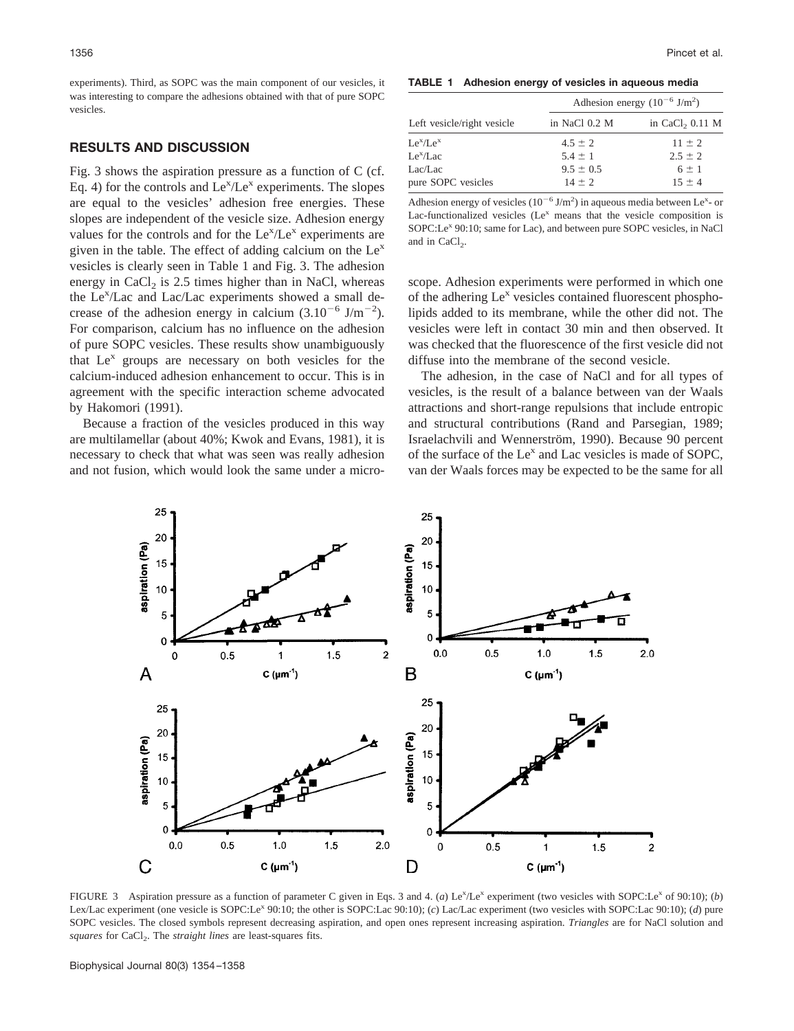experiments). Third, as SOPC was the main component of our vesicles, it was interesting to compare the adhesions obtained with that of pure SOPC vesicles.

## RESULTS AND DISCUSSION

Fig. 3 shows the aspiration pressure as a function of C (cf. Eq. 4) for the controls and $Le^x/Le^x$ experiments. The slopes are equal to the vesicles' adhesion free energies. These slopes are independent of the vesicle size. Adhesion energy values for the controls and for the $Le^x/Le^x$ experiments are given in the table. The effect of adding calcium on the $Le^x$ vesicles is clearly seen in Table 1 and Fig. 3. The adhesion energy in $CaCl_2$ is 2.5 times higher than in NaCl, whereas the $Le^x$/Lac and Lac/Lac experiments showed a small decrease of the adhesion energy in calcium ($3.10^{-6}$ J/m$^{-2}$). For comparison, calcium has no influence on the adhesion of pure SOPC vesicles. These results show unambiguously that $Le^x$ groups are necessary on both vesicles for the calcium-induced adhesion enhancement to occur. This is in agreement with the specific interaction scheme advocated by Hakomori (1991).

Because a fraction of the vesicles produced in this way are multilamellar (about 40%; Kwok and Evans, 1981), it is necessary to check that what was seen was really adhesion and not fusion, which would look the same under a microscope. Adhesion experiments were performed in which one of the adhering $Le^x$ vesicles contained fluorescent phospholipids added to its membrane, while the other did not. The vesicles were left in contact 30 min and then observed. It was checked that the fluorescence of the first vesicle did not diffuse into the membrane of the second vesicle.

The adhesion, in the case of NaCl and for all types of vesicles, is the result of a balance between van der Waals attractions and short-range repulsions that include entropic and structural contributions (Rand and Parsegian, 1989; Israelachvili and Wennerström, 1990). Because 90 percent of the surface of the $Le^x$ and Lac vesicles is made of SOPC, van der Waals forces may be expected to be the same for all

**TABLE 1 Adhesion energy of vesicles in aqueous media**

| Left vesicle/right vesicle | Adhesion energy ($10^{-6}$ J/m$^2$) in NaCl 0.2 M | in $CaCl_2$ 0.11 M |
|---|---|---|
| $Le^x/Le^x$ | $4.5 \pm 2$ | $11 \pm 2$ |
| $Le^x$/Lac | $5.4 \pm 1$ | $2.5 \pm 2$ |
| Lac/Lac | $9.5 \pm 0.5$ | $6 \pm 1$ |
| pure SOPC vesicles | $14 \pm 2$ | $15 \pm 4$ |

Adhesion energy of vesicles ($10^{-6}$ J/m$^2$) in aqueous media between $Le^x$- or Lac-functionalized vesicles ($Le^x$ means that the vesicle composition is SOPC:$Le^x$ 90:10; same for Lac), and between pure SOPC vesicles, in NaCl and in $CaCl_2$.

FIGURE 3 Aspiration pressure as a function of parameter C given in Eqs. 3 and 4. (*a*) $Le^x/Le^x$ experiment (two vesicles with SOPC:$Le^x$ of 90:10); (*b*) Lex/Lac experiment (one vesicle is SOPC:$Le^x$ 90:10; the other is SOPC:Lac 90:10); (*c*) Lac/Lac experiment (two vesicles with SOPC:Lac 90:10); (*d*) pure SOPC vesicles. The closed symbols represent decreasing aspiration, and open ones represent increasing aspiration. *Triangles* are for NaCl solution and *squares* for $CaCl_2$. The *straight lines* are least-squares fits.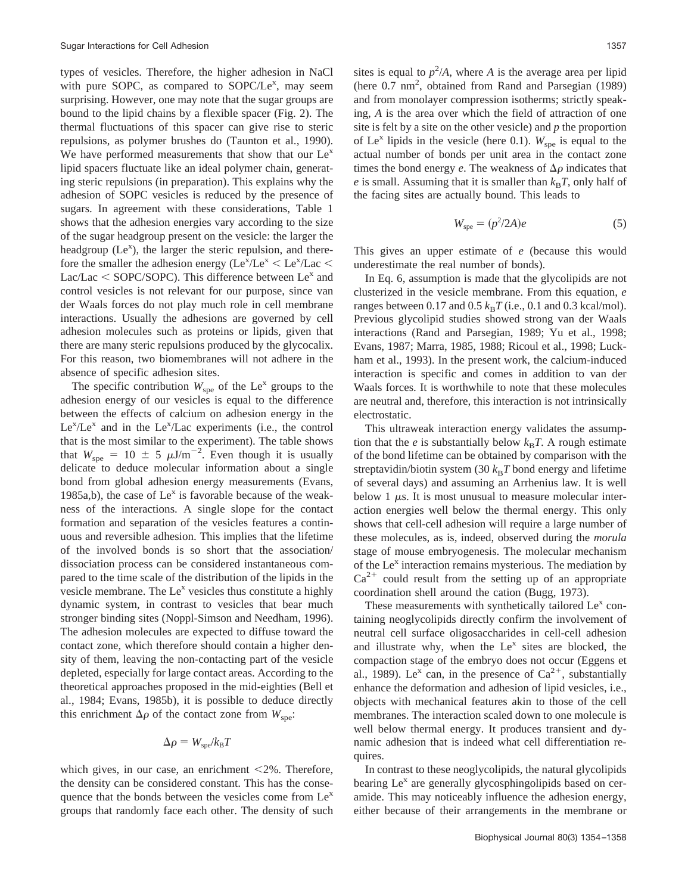types of vesicles. Therefore, the higher adhesion in NaCl with pure SOPC, as compared to SOPC/$Le^x$, may seem surprising. However, one may note that the sugar groups are bound to the lipid chains by a flexible spacer (Fig. 2). The thermal fluctuations of this spacer can give rise to steric repulsions, as polymer brushes do (Taunton et al., 1990). We have performed measurements that show that our $Le^x$ lipid spacers fluctuate like an ideal polymer chain, generating steric repulsions (in preparation). This explains why the adhesion of SOPC vesicles is reduced by the presence of sugars. In agreement with these considerations, Table 1 shows that the adhesion energies vary according to the size of the sugar headgroup present on the vesicle: the larger the headgroup ($Le^x$), the larger the steric repulsion, and therefore the smaller the adhesion energy ($Le^x/Le^x < Le^x/Lac <$ Lac/Lac $<$ SOPC/SOPC). This difference between $Le^x$ and control vesicles is not relevant for our purpose, since van der Waals forces do not play much role in cell membrane interactions. Usually the adhesions are governed by cell adhesion molecules such as proteins or lipids, given that there are many steric repulsions produced by the glycocalix. For this reason, two biomembranes will not adhere in the absence of specific adhesion sites.

The specific contribution $W_{spe}$ of the $Le^x$ groups to the adhesion energy of our vesicles is equal to the difference between the effects of calcium on adhesion energy in the $Le^x/Le^x$ and in the $Le^x$/Lac experiments (i.e., the control that is the most similar to the experiment). The table shows that $W_{spe} = 10 \pm 5\ \mu J/m^{-2}$. Even though it is usually delicate to deduce molecular information about a single bond from global adhesion energy measurements (Evans, 1985a,b), the case of $Le^x$ is favorable because of the weakness of the interactions. A single slope for the contact formation and separation of the vesicles features a continuous and reversible adhesion. This implies that the lifetime of the involved bonds is so short that the association/dissociation process can be considered instantaneous compared to the time scale of the distribution of the lipids in the vesicle membrane. The $Le^x$ vesicles thus constitute a highly dynamic system, in contrast to vesicles that bear much stronger binding sites (Noppl-Simson and Needham, 1996). The adhesion molecules are expected to diffuse toward the contact zone, which therefore should contain a higher density of them, leaving the non-contacting part of the vesicle depleted, especially for large contact areas. According to the theoretical approaches proposed in the mid-eighties (Bell et al., 1984; Evans, 1985b), it is possible to deduce directly this enrichment $\Delta\rho$ of the contact zone from $W_{spe}$:

$$\Delta\rho = W_{spe}/k_BT$$

which gives, in our case, an enrichment $<$2%. Therefore, the density can be considered constant. This has the consequence that the bonds between the vesicles come from $Le^x$ groups that randomly face each other. The density of such sites is equal to $p^2/A$, where $A$ is the average area per lipid (here 0.7 $nm^2$, obtained from Rand and Parsegian (1989) and from monolayer compression isotherms; strictly speaking, $A$ is the area over which the field of attraction of one site is felt by a site on the other vesicle) and $p$ the proportion of $Le^x$ lipids in the vesicle (here 0.1). $W_{spe}$ is equal to the actual number of bonds per unit area in the contact zone times the bond energy $e$. The weakness of $\Delta\rho$ indicates that $e$ is small. Assuming that it is smaller than $k_BT$, only half of the facing sites are actually bound. This leads to

$$W_{spe} = (p^2/2A)e \tag{5}$$

This gives an upper estimate of $e$ (because this would underestimate the real number of bonds).

In Eq. 6, assumption is made that the glycolipids are not clusterized in the vesicle membrane. From this equation, $e$ ranges between 0.17 and 0.5 $k_BT$ (i.e., 0.1 and 0.3 kcal/mol). Previous glycolipid studies showed strong van der Waals interactions (Rand and Parsegian, 1989; Yu et al., 1998; Evans, 1987; Marra, 1985, 1988; Ricoul et al., 1998; Luckham et al., 1993). In the present work, the calcium-induced interaction is specific and comes in addition to van der Waals forces. It is worthwhile to note that these molecules are neutral and, therefore, this interaction is not intrinsically electrostatic.

This ultraweak interaction energy validates the assumption that the $e$ is substantially below $k_BT$. A rough estimate of the bond lifetime can be obtained by comparison with the streptavidin/biotin system (30 $k_BT$ bond energy and lifetime of several days) and assuming an Arrhenius law. It is well below 1 $\mu$s. It is most unusual to measure molecular interaction energies well below the thermal energy. This only shows that cell-cell adhesion will require a large number of these molecules, as is, indeed, observed during the *morula* stage of mouse embryogenesis. The molecular mechanism of the $Le^x$ interaction remains mysterious. The mediation by $Ca^{2+}$ could result from the setting up of an appropriate coordination shell around the cation (Bugg, 1973).

These measurements with synthetically tailored $Le^x$ containing neoglycolipids directly confirm the involvement of neutral cell surface oligosaccharides in cell-cell adhesion and illustrate why, when the $Le^x$ sites are blocked, the compaction stage of the embryo does not occur (Eggens et al., 1989). $Le^x$ can, in the presence of $Ca^{2+}$, substantially enhance the deformation and adhesion of lipid vesicles, i.e., objects with mechanical features akin to those of the cell membranes. The interaction scaled down to one molecule is well below thermal energy. It produces transient and dynamic adhesion that is indeed what cell differentiation requires.

In contrast to these neoglycolipids, the natural glycolipids bearing $Le^x$ are generally glycosphingolipids based on ceramide. This may noticeably influence the adhesion energy, either because of their arrangements in the membrane or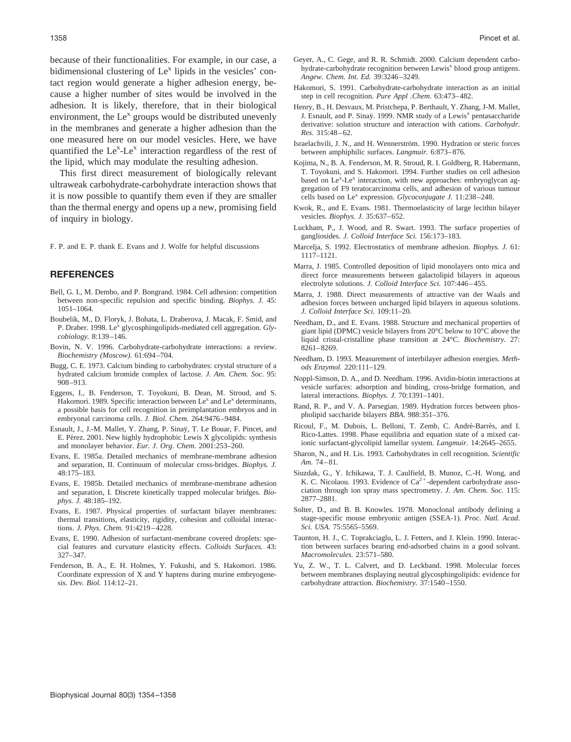because of their functionalities. For example, in our case, a bidimensional clustering of $Le^x$ lipids in the vesicles' contact region would generate a higher adhesion energy, because a higher number of sites would be involved in the adhesion. It is likely, therefore, that in their biological environment, the $Le^x$ groups would be distributed unevenly in the membranes and generate a higher adhesion than the one measured here on our model vesicles. Here, we have quantified the $Le^x$-$Le^x$ interaction regardless of the rest of the lipid, which may modulate the resulting adhesion.

This first direct measurement of biologically relevant ultraweak carbohydrate-carbohydrate interaction shows that it is now possible to quantify them even if they are smaller than the thermal energy and opens up a new, promising field of inquiry in biology.

F. P. and E. P. thank E. Evans and J. Wolfe for helpful discussions

## REFERENCES

Bell, G. I., M. Dembo, and P. Bongrand. 1984. Cell adhesion: competition between non-specific repulsion and specific binding. *Biophys. J.* 45: 1051–1064.

Boubelik, M., D. Floryk, J. Bohata, L. Draberova, J. Macak, F. Smid, and P. Draber. 1998. $Le^x$ glycosphingolipids-mediated cell aggregation. *Glycobiology.* 8:139–146.

Bovin, N. V. 1996. Carbohydrate-carbohydrate interactions: a review. *Biochemistry (Moscow).* 61:694–704.

Bugg, C. E. 1973. Calcium binding to carbohydrates: crystal structure of a hydrated calcium bromide complex of lactose. *J. Am. Chem. Soc.* 95: 908–913.

Eggens, I., B. Fenderson, T. Toyokuni, B. Dean, M. Stroud, and S. Hakomori. 1989. Specific interaction between $Le^x$ and $Le^x$ determinants, a possible basis for cell recognition in preimplantation embryos and in embryonal carcinoma cells. *J. Biol. Chem.* 264:9476–9484.

Esnault, J., J.-M. Mallet, Y. Zhang, P. Sinaÿ, T. Le Bouar, F. Pincet, and E. Pérez. 2001. New highly hydrophobic Lewis X glycolipids: synthesis and monolayer behavior. *Eur. J. Org. Chem.* 2001:253–260.

Evans, E. 1985a. Detailed mechanics of membrane-membrane adhesion and separation, II. Continuum of molecular cross-bridges. *Biophys. J.* 48:175–183.

Evans, E. 1985b. Detailed mechanics of membrane-membrane adhesion and separation, I. Discrete kinetically trapped molecular bridges. *Biophys. J.* 48:185–192.

Evans, E. 1987. Physical properties of surfactant bilayer membranes: thermal transitions, elasticity, rigidity, cohesion and colloidal interactions. *J. Phys. Chem.* 91:4219–4228.

Evans, E. 1990. Adhesion of surfactant-membrane covered droplets: special features and curvature elasticity effects. *Colloids Surfaces.* 43: 327–347.

Fenderson, B. A., E. H. Holmes, Y. Fukushi, and S. Hakomori. 1986. Coordinate expression of X and Y haptens during murine embryogenesis. *Dev. Biol.* 114:12–21.

Geyer, A., C. Gege, and R. R. Schmidt. 2000. Calcium dependent carbohydrate-carbohydrate recognition between Lewis$^x$ blood group antigens. *Angew. Chem. Int. Ed.* 39:3246–3249.

Hakomori, S. 1991. Carbohydrate-carbohydrate interaction as an initial step in cell recognition. *Pure Appl .Chem.* 63:473–482.

Henry, B., H. Desvaux, M. Pristchepa, P. Berthault, Y. Zhang, J-M. Mallet, J. Esnault, and P. Sinaÿ. 1999. NMR study of a Lewis$^x$ pentasaccharide derivative: solution structure and interaction with cations. *Carbohydr. Res.* 315:48–62.

Israelachvili, J. N., and H. Wennerström. 1990. Hydration or steric forces between amphiphilic surfaces. *Langmuir.* 6:873–876.

Kojima, N., B. A. Fenderson, M. R. Stroud, R. I. Goldberg, R. Habermann, T. Toyokuni, and S. Hakomori. 1994. Further studies on cell adhesion based on $Le^x$-$Le^x$ interaction, with new approaches: embryoglycan aggregation of F9 teratocarcinoma cells, and adhesion of various tumour cells based on $Le^x$ expression. *Glycoconjugate J.* 11:238–248.

Kwok, R., and E. Evans. 1981. Thermoelasticity of large lecithin bilayer vesicles. *Biophys. J.* 35:637–652.

Luckham, P., J. Wood, and R. Swart. 1993. The surface properties of gangliosides. *J. Colloid Interface Sci.* 156:173–183.

Marcelja, S. 1992. Electrostatics of membrane adhesion. *Biophys. J.* 61: 1117–1121.

Marra, J. 1985. Controlled deposition of lipid monolayers onto mica and direct force measurements between galactolipid bilayers in aqueous electrolyte solutions. *J. Colloid Interface Sci.* 107:446–455.

Marra, J. 1988. Direct measurements of attractive van der Waals and adhesion forces between uncharged lipid bilayers in aqueous solutions. *J. Colloid Interface Sci.* 109:11–20.

Needham, D., and E. Evans. 1988. Structure and mechanical properties of giant lipid (DPMC) vesicle bilayers from 20°C below to 10°C above the liquid cristal-cristalline phase transition at 24°C. *Biochemistry.* 27: 8261–8269.

Needham, D. 1993. Measurement of interbilayer adhesion energies. *Methods Enzymol.* 220:111–129.

Noppl-Simson, D. A., and D. Needham. 1996. Avidin-biotin interactions at vesicle surfaces: adsorption and binding, cross-bridge formation, and lateral interactions. *Biophys. J.* 70:1391–1401.

Rand, R. P., and V. A. Parsegian. 1989. Hydration forces between phospholipid saccharide bilayers *BBA.* 988:351–376.

Ricoul, F., M. Dubois, L. Belloni, T. Zemb, C. André-Barrès, and I. Rico-Lattes. 1998. Phase equilibria and equation state of a mixed cationic surfactant-glycolipid lamellar system. *Langmuir.* 14:2645–2655.

Sharon, N., and H. Lis. 1993. Carbohydrates in cell recognition. *Scientific Am.* 74–81.

Siuzdak, G., Y. Ichikawa, T. J. Caulfield, B. Munoz, C.-H. Wong, and K. C. Nicolaou. 1993. Evidence of $Ca^{2+}$-dependent carbohydrate association through ion spray mass spectrometry. *J. Am. Chem. Soc.* 115: 2877–2881.

Solter, D., and B. B. Knowles. 1978. Monoclonal antibody defining a stage-specific mouse embryonic antigen (SSEA-1). *Proc. Natl. Acad. Sci. USA.* 75:5565–5569.

Taunton, H. J., C. Toprakciaglu, L. J. Fetters, and J. Klein. 1990. Interaction between surfaces bearing end-adsorbed chains in a good solvant. *Macromolecules.* 23:571–580.

Yu, Z. W., T. L. Calvert, and D. Leckband. 1998. Molecular forces between membranes displaying neutral glycosphingolipids: evidence for carbohydrate attraction. *Biochemistry.* 37:1540–1550.